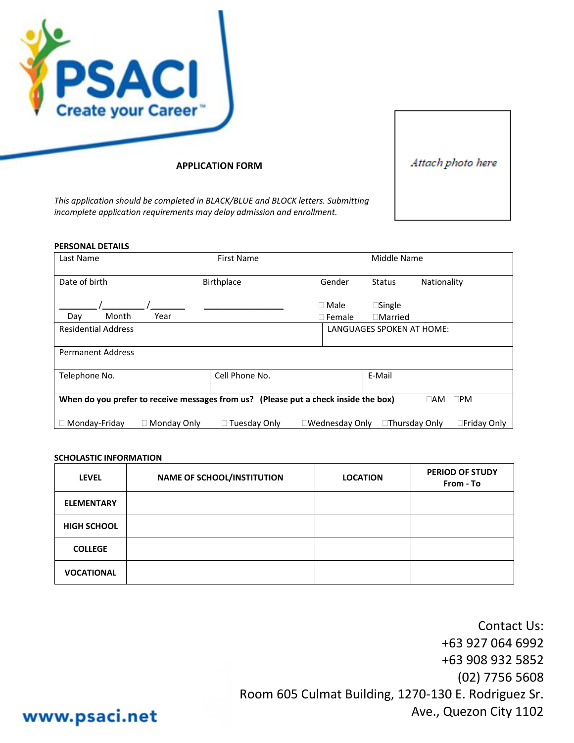PSACI

Create your Career™

## APPLICATION FORM

Attach photo here

*This application should be completed in BLACK/BLUE and BLOCK letters. Submitting incomplete application requirements may delay admission and enrollment.*

**PERSONAL DETAILS**

| Last Name | First Name | Middle Name |
|---|---|---|
| | | |

| Date of birth | Birthplace | Gender | Status | Nationality |
|---|---|---|---|---|
| _______ / ________ / _______ <br> Day Month Year | ________________ | ☐ Male <br> ☐ Female | ☐Single <br> ☐Married | |

| Residential Address | LANGUAGES SPOKEN AT HOME: |
|---|---|
| | |

| Permanent Address |
|---|
| |

| Telephone No. | Cell Phone No. | E-Mail |
|---|---|---|
| | | |

**When do you prefer to receive messages from us? (Please put a check inside the box)** ☐AM ☐PM

☐ Monday-Friday ☐ Monday Only ☐ Tuesday Only ☐Wednesday Only ☐Thursday Only ☐Friday Only

**SCHOLASTIC INFORMATION**

| LEVEL | NAME OF SCHOOL/INSTITUTION | LOCATION | PERIOD OF STUDY From - To |
|---|---|---|---|
| ELEMENTARY | | | |
| HIGH SCHOOL | | | |
| COLLEGE | | | |
| VOCATIONAL | | | |

Contact Us:
+63 927 064 6992
+63 908 932 5852
(02) 7756 5608
Room 605 Culmat Building, 1270-130 E. Rodriguez Sr. Ave., Quezon City 1102

www.psaci.net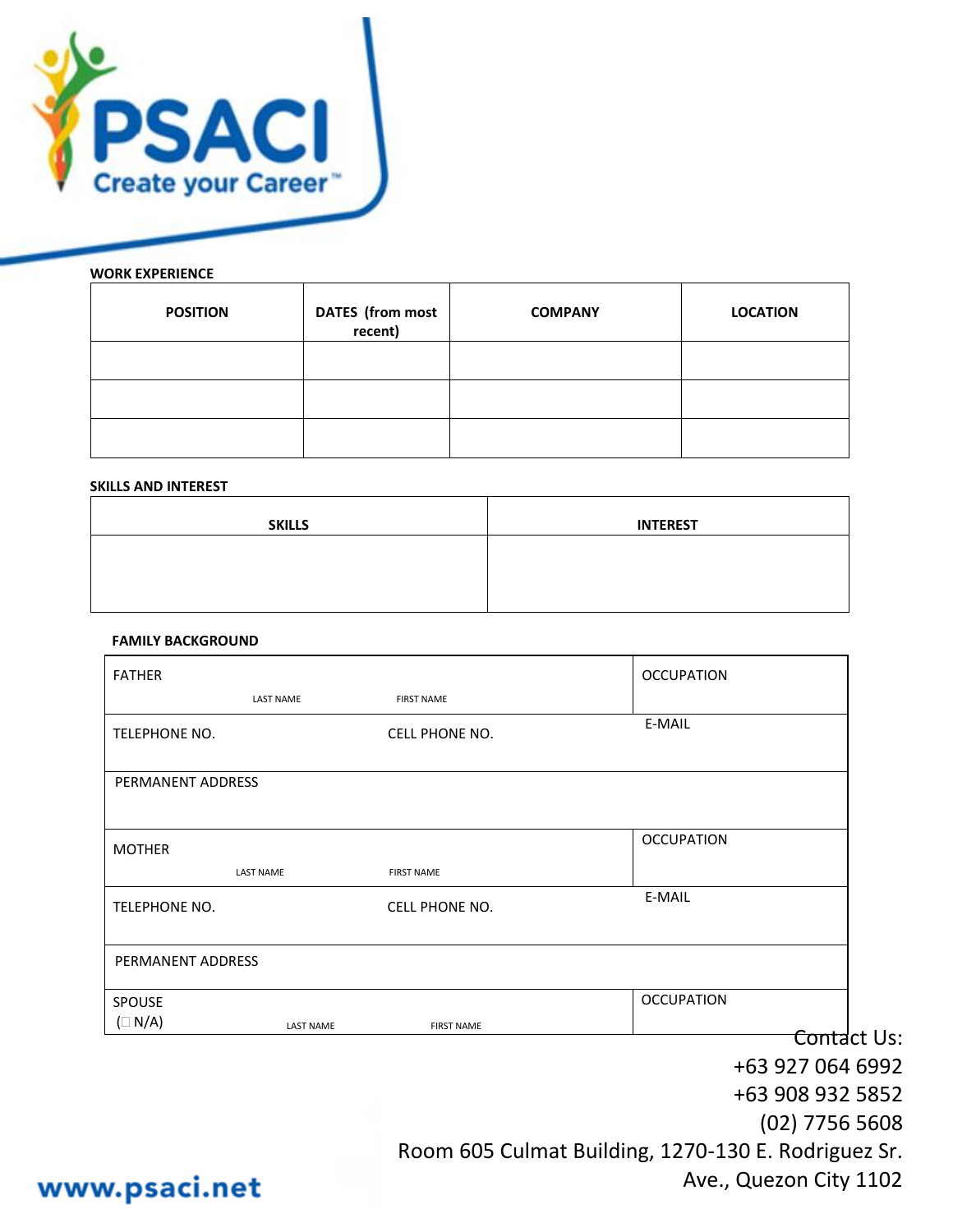**WORK EXPERIENCE**

| POSITION | DATES (from most recent) | COMPANY | LOCATION |
|---|---|---|---|
| | | | |
| | | | |
| | | | |

**SKILLS AND INTEREST**

| SKILLS | INTEREST |
|---|---|
| | |

**FAMILY BACKGROUND**

| | | |
|---|---|---|
| FATHER LAST NAME FIRST NAME | | OCCUPATION |
| TELEPHONE NO. | CELL PHONE NO. | E-MAIL |
| PERMANENT ADDRESS | | |
| MOTHER LAST NAME FIRST NAME | | OCCUPATION |
| TELEPHONE NO. | CELL PHONE NO. | E-MAIL |
| PERMANENT ADDRESS | | |
| SPOUSE (☐ N/A) LAST NAME FIRST NAME | | OCCUPATION |

Contact Us:
+63 927 064 6992
+63 908 932 5852
(02) 7756 5608
Room 605 Culmat Building, 1270-130 E. Rodriguez Sr. Ave., Quezon City 1102

www.psaci.net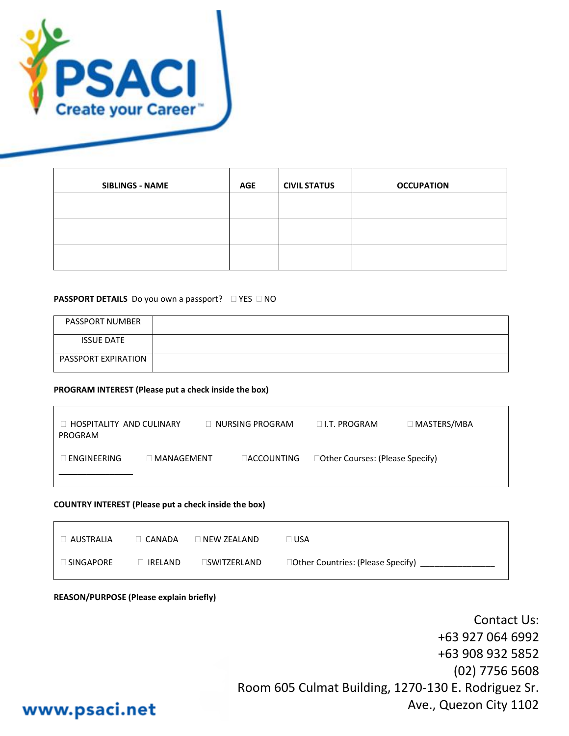| SIBLINGS - NAME | AGE | CIVIL STATUS | OCCUPATION |
|---|---|---|---|
| | | | |
| | | | |
| | | | |

**PASSPORT DETAILS** Do you own a passport? ☐ YES ☐ NO

| PASSPORT NUMBER | |
|---|---|
| ISSUE DATE | |
| PASSPORT EXPIRATION | |

**PROGRAM INTEREST (Please put a check inside the box)**

☐ HOSPITALITY AND CULINARY PROGRAM ☐ NURSING PROGRAM ☐ I.T. PROGRAM ☐ MASTERS/MBA

☐ ENGINEERING ☐ MANAGEMENT ☐ACCOUNTING ☐Other Courses: (Please Specify) ________________

**COUNTRY INTEREST (Please put a check inside the box)**

☐ AUSTRALIA ☐ CANADA ☐ NEW ZEALAND ☐ USA

☐ SINGAPORE ☐ IRELAND ☐SWITZERLAND ☐Other Countries: (Please Specify) ________________

**REASON/PURPOSE (Please explain briefly)**

Contact Us:
+63 927 064 6992
+63 908 932 5852
(02) 7756 5608
Room 605 Culmat Building, 1270-130 E. Rodriguez Sr. Ave., Quezon City 1102

www.psaci.net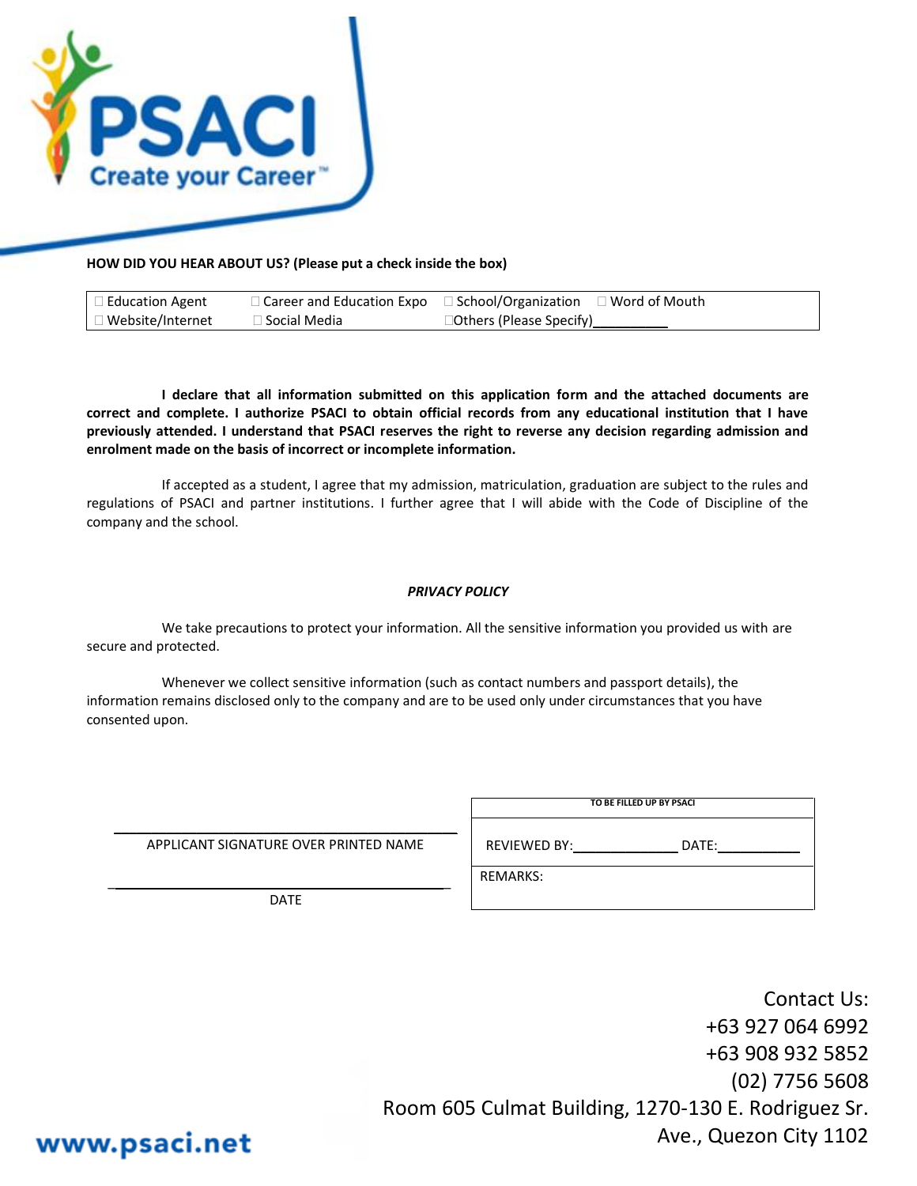**HOW DID YOU HEAR ABOUT US? (Please put a check inside the box)**

| | | | |
|---|---|---|---|
| ☐ Education Agent | ☐ Career and Education Expo | ☐ School/Organization | ☐ Word of Mouth |
| ☐ Website/Internet | ☐ Social Media | ☐Others (Please Specify)__________ | |

**I declare that all information submitted on this application form and the attached documents are correct and complete. I authorize PSACI to obtain official records from any educational institution that I have previously attended. I understand that PSACI reserves the right to reverse any decision regarding admission and enrolment made on the basis of incorrect or incomplete information.**

If accepted as a student, I agree that my admission, matriculation, graduation are subject to the rules and regulations of PSACI and partner institutions. I further agree that I will abide with the Code of Discipline of the company and the school.

***PRIVACY POLICY***

We take precautions to protect your information. All the sensitive information you provided us with are secure and protected.

Whenever we collect sensitive information (such as contact numbers and passport details), the information remains disclosed only to the company and are to be used only under circumstances that you have consented upon.

______________________________________

APPLICANT SIGNATURE OVER PRINTED NAME

______________________________________

DATE

| TO BE FILLED UP BY PSACI |
|---|
| REVIEWED BY:______________ DATE:___________ |
| REMARKS: |

Contact Us:
+63 927 064 6992
+63 908 932 5852
(02) 7756 5608
Room 605 Culmat Building, 1270-130 E. Rodriguez Sr. Ave., Quezon City 1102

www.psaci.net